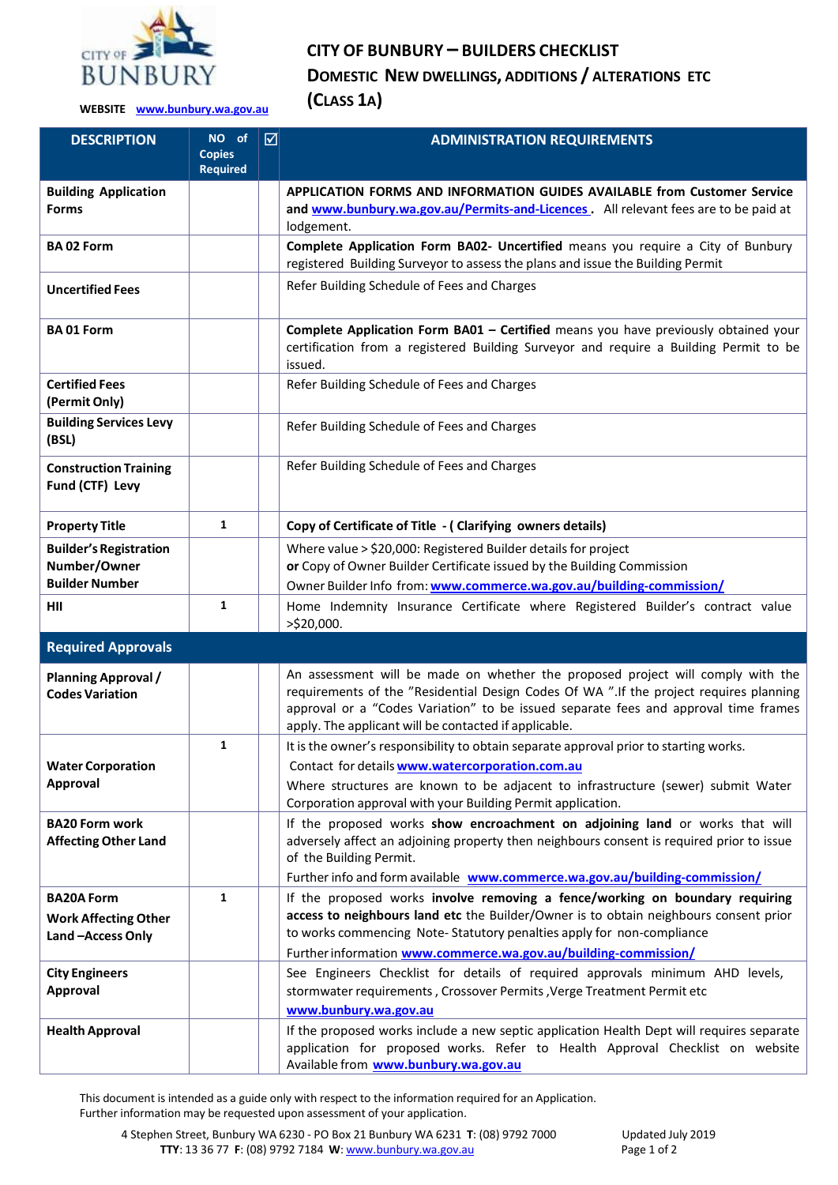CITY OF BUNBURY

**WEBSITE** [www.bunbury.wa.gov.au](http://www.bunbury.wa.gov.au)

# CITY OF BUNBURY – BUILDERS CHECKLIST

## DOMESTIC NEW DWELLINGS, ADDITIONS / ALTERATIONS ETC (CLASS 1A)

| DESCRIPTION | NO of Copies Required | ☑ | ADMINISTRATION REQUIREMENTS |
|---|---|---|---|
| **Building Application Forms** | | | **APPLICATION FORMS AND INFORMATION GUIDES AVAILABLE from Customer Service and www.bunbury.wa.gov.au/Permits-and-Licences .** All relevant fees are to be paid at lodgement. |
| **BA 02 Form** | | | **Complete Application Form BA02- Uncertified** means you require a City of Bunbury registered Building Surveyor to assess the plans and issue the Building Permit |
| **Uncertified Fees** | | | Refer Building Schedule of Fees and Charges |
| **BA 01 Form** | | | **Complete Application Form BA01 – Certified** means you have previously obtained your certification from a registered Building Surveyor and require a Building Permit to be issued. |
| **Certified Fees (Permit Only)** | | | Refer Building Schedule of Fees and Charges |
| **Building Services Levy (BSL)** | | | Refer Building Schedule of Fees and Charges |
| **Construction Training Fund (CTF) Levy** | | | Refer Building Schedule of Fees and Charges |
| **Property Title** | 1 | | **Copy of Certificate of Title - ( Clarifying owners details)** |
| **Builder's Registration Number/Owner Builder Number** | | | Where value > $20,000: Registered Builder details for project<br>**or** Copy of Owner Builder Certificate issued by the Building Commission<br>Owner Builder Info from: **www.commerce.wa.gov.au/building-commission/** |
| **HII** | 1 | | Home Indemnity Insurance Certificate where Registered Builder's contract value >$20,000. |
| **Required Approvals** | | | |
| **Planning Approval / Codes Variation** | | | An assessment will be made on whether the proposed project will comply with the requirements of the "Residential Design Codes Of WA ".If the project requires planning approval or a "Codes Variation" to be issued separate fees and approval time frames apply. The applicant will be contacted if applicable. |
| **Water Corporation Approval** | 1 | | It is the owner's responsibility to obtain separate approval prior to starting works.<br>Contact for details **www.watercorporation.com.au**<br>Where structures are known to be adjacent to infrastructure (sewer) submit Water Corporation approval with your Building Permit application. |
| **BA20 Form work Affecting Other Land** | | | If the proposed works **show encroachment on adjoining land** or works that will adversely affect an adjoining property then neighbours consent is required prior to issue of the Building Permit.<br>Further info and form available **www.commerce.wa.gov.au/building-commission/** |
| **BA20A Form Work Affecting Other Land –Access Only** | 1 | | If the proposed works **involve removing a fence/working on boundary requiring access to neighbours land etc** the Builder/Owner is to obtain neighbours consent prior to works commencing Note- Statutory penalties apply for non-compliance<br>Further information **www.commerce.wa.gov.au/building-commission/** |
| **City Engineers Approval** | | | See Engineers Checklist for details of required approvals minimum AHD levels, stormwater requirements , Crossover Permits ,Verge Treatment Permit etc<br>**www.bunbury.wa.gov.au** |
| **Health Approval** | | | If the proposed works include a new septic application Health Dept will requires separate application for proposed works. Refer to Health Approval Checklist on website Available from **www.bunbury.wa.gov.au** |

This document is intended as a guide only with respect to the information required for an Application.
Further information may be requested upon assessment of your application.

4 Stephen Street, Bunbury WA 6230 - PO Box 21 Bunbury WA 6231 **T**: (08) 9792 7000
**TTY**: 13 36 77 **F**: (08) 9792 7184 **W**: www.bunbury.wa.gov.au

Updated July 2019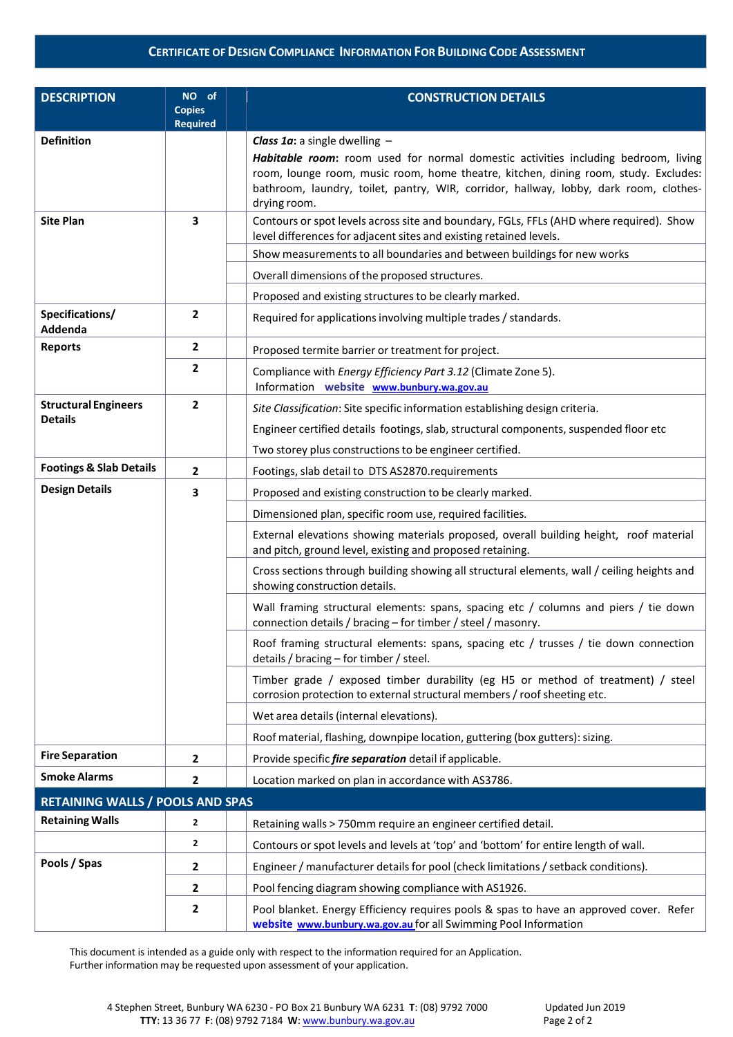## Certificate of Design Compliance Information For Building Code Assessment

| DESCRIPTION | NO of Copies Required | | CONSTRUCTION DETAILS |
|---|---|---|---|
| **Definition** | | | ***Class 1a***: a single dwelling – <br>***Habitable room***: room used for normal domestic activities including bedroom, living room, lounge room, music room, home theatre, kitchen, dining room, study. Excludes: bathroom, laundry, toilet, pantry, WIR, corridor, hallway, lobby, dark room, clothes-drying room. |
| **Site Plan** | 3 | | Contours or spot levels across site and boundary, FGLs, FFLs (AHD where required). Show level differences for adjacent sites and existing retained levels. |
| | | | Show measurements to all boundaries and between buildings for new works |
| | | | Overall dimensions of the proposed structures. |
| | | | Proposed and existing structures to be clearly marked. |
| **Specifications/ Addenda** | 2 | | Required for applications involving multiple trades / standards. |
| **Reports** | 2 | | Proposed termite barrier or treatment for project. |
| | 2 | | Compliance with *Energy Efficiency Part 3.12* (Climate Zone 5). Information **website** **www.bunbury.wa.gov.au** |
| **Structural Engineers Details** | 2 | | *Site Classification*: Site specific information establishing design criteria. |
| | | | Engineer certified details footings, slab, structural components, suspended floor etc |
| | | | Two storey plus constructions to be engineer certified. |
| **Footings & Slab Details** | 2 | | Footings, slab detail to DTS AS2870.requirements |
| **Design Details** | 3 | | Proposed and existing construction to be clearly marked. |
| | | | Dimensioned plan, specific room use, required facilities. |
| | | | External elevations showing materials proposed, overall building height, roof material and pitch, ground level, existing and proposed retaining. |
| | | | Cross sections through building showing all structural elements, wall / ceiling heights and showing construction details. |
| | | | Wall framing structural elements: spans, spacing etc / columns and piers / tie down connection details / bracing – for timber / steel / masonry. |
| | | | Roof framing structural elements: spans, spacing etc / trusses / tie down connection details / bracing – for timber / steel. |
| | | | Timber grade / exposed timber durability (eg H5 or method of treatment) / steel corrosion protection to external structural members / roof sheeting etc. |
| | | | Wet area details (internal elevations). |
| | | | Roof material, flashing, downpipe location, guttering (box gutters): sizing. |
| **Fire Separation** | 2 | | Provide specific ***fire separation*** detail if applicable. |
| **Smoke Alarms** | 2 | | Location marked on plan in accordance with AS3786. |
| **RETAINING WALLS / POOLS AND SPAS** | | | |
| **Retaining Walls** | 2 | | Retaining walls > 750mm require an engineer certified detail. |
| | 2 | | Contours or spot levels and levels at 'top' and 'bottom' for entire length of wall. |
| **Pools / Spas** | 2 | | Engineer / manufacturer details for pool (check limitations / setback conditions). |
| | 2 | | Pool fencing diagram showing compliance with AS1926. |
| | 2 | | Pool blanket. Energy Efficiency requires pools & spas to have an approved cover. Refer **website** **www.bunbury.wa.gov.au** for all Swimming Pool Information |

This document is intended as a guide only with respect to the information required for an Application.
Further information may be requested upon assessment of your application.

4 Stephen Street, Bunbury WA 6230 - PO Box 21 Bunbury WA 6231 **T**: (08) 9792 7000
**TTY**: 13 36 77 **F**: (08) 9792 7184 **W**: www.bunbury.wa.gov.au

Updated Jun 2019